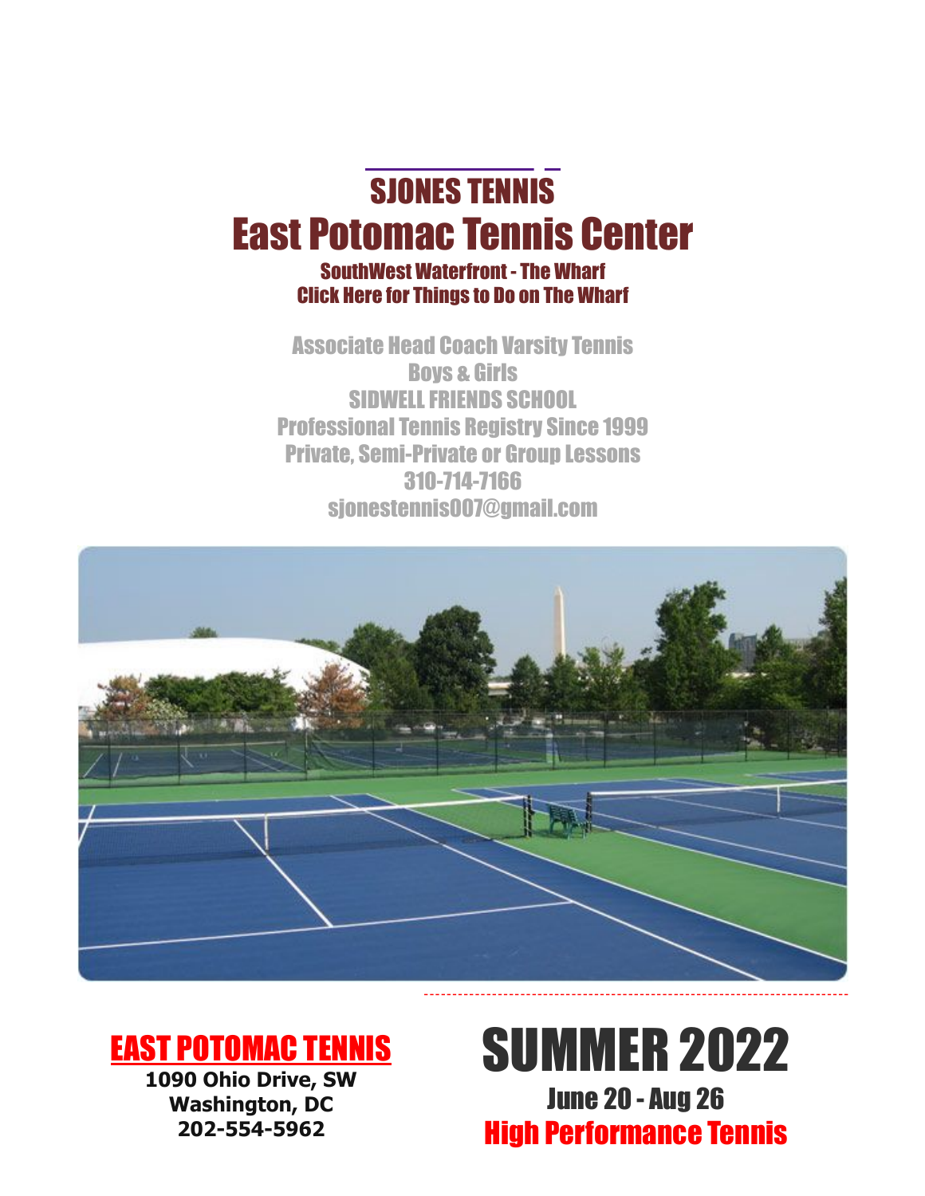# SJONES TENNIS

# East Potomac Tennis Center

**SouthWest Waterfront - The Wharf**
**Click Here for Things to Do on The Wharf**

Associate Head Coach Varsity Tennis
Boys & Girls
SIDWELL FRIENDS SCHOOL
Professional Tennis Registry Since 1999
Private, Semi-Private or Group Lessons
310-714-7166
sjonestennis007@gmail.com

## EAST POTOMAC TENNIS

**1090 Ohio Drive, SW**
**Washington, DC**
**202-554-5962**

# SUMMER 2022

**June 20 - Aug 26**

**High Performance Tennis**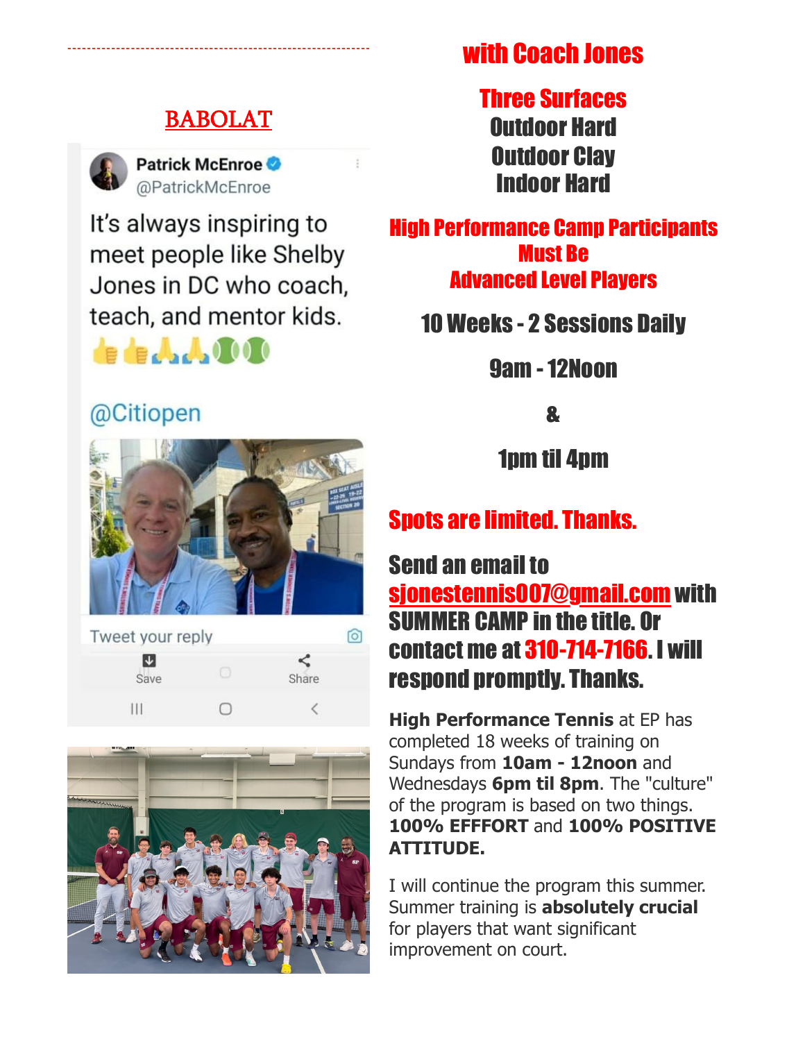## BABOLAT

Patrick McEnroe
@PatrickMcEnroe

It's always inspiring to meet people like Shelby Jones in DC who coach, teach, and mentor kids. 👍👍🙏🙏🎾🎾

@Citiopen

Tweet your reply

Save Share

## with Coach Jones

### Three Surfaces

**Outdoor Hard**
**Outdoor Clay**
**Indoor Hard**

### High Performance Camp Participants Must Be Advanced Level Players

**10 Weeks - 2 Sessions Daily**

**9am - 12Noon**

**&**

**1pm til 4pm**

**Spots are limited. Thanks.**

**Send an email to sjonestennis007@gmail.com with SUMMER CAMP in the title. Or contact me at 310-714-7166. I will respond promptly. Thanks.**

**High Performance Tennis** at EP has completed 18 weeks of training on Sundays from **10am - 12noon** and Wednesdays **6pm til 8pm**. The "culture" of the program is based on two things. **100% EFFFORT** and **100% POSITIVE ATTITUDE.**

I will continue the program this summer. Summer training is **absolutely crucial** for players that want significant improvement on court.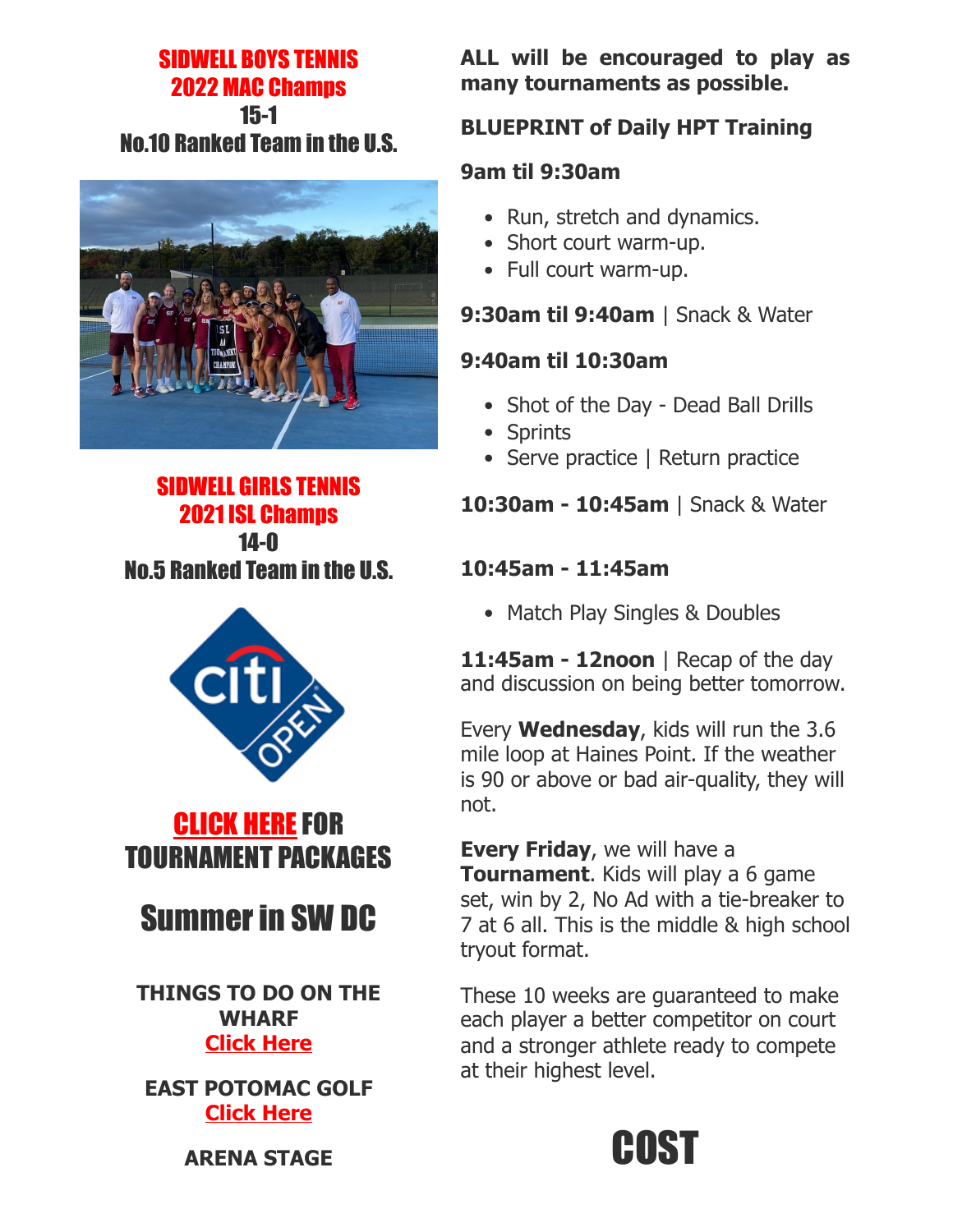**SIDWELL BOYS TENNIS**
**2022 MAC Champs**
**15-1**
**No.10 Ranked Team in the U.S.**

**SIDWELL GIRLS TENNIS**
**2021 ISL Champs**
**14-0**
**No.5 Ranked Team in the U.S.**

## CLICK HERE FOR TOURNAMENT PACKAGES

# Summer in SW DC

**THINGS TO DO ON THE WHARF**
**Click Here**

**EAST POTOMAC GOLF**
**Click Here**

**ARENA STAGE**

**ALL will be encouraged to play as many tournaments as possible.**

### BLUEPRINT of Daily HPT Training

**9am til 9:30am**

- Run, stretch and dynamics.
- Short court warm-up.
- Full court warm-up.

**9:30am til 9:40am** | Snack & Water

**9:40am til 10:30am**

- Shot of the Day - Dead Ball Drills
- Sprints
- Serve practice | Return practice

**10:30am - 10:45am** | Snack & Water

**10:45am - 11:45am**

- Match Play Singles & Doubles

**11:45am - 12noon** | Recap of the day and discussion on being better tomorrow.

Every **Wednesday**, kids will run the 3.6 mile loop at Haines Point. If the weather is 90 or above or bad air-quality, they will not.

**Every Friday**, we will have a **Tournament**. Kids will play a 6 game set, win by 2, No Ad with a tie-breaker to 7 at 6 all. This is the middle & high school tryout format.

These 10 weeks are guaranteed to make each player a better competitor on court and a stronger athlete ready to compete at their highest level.

# COST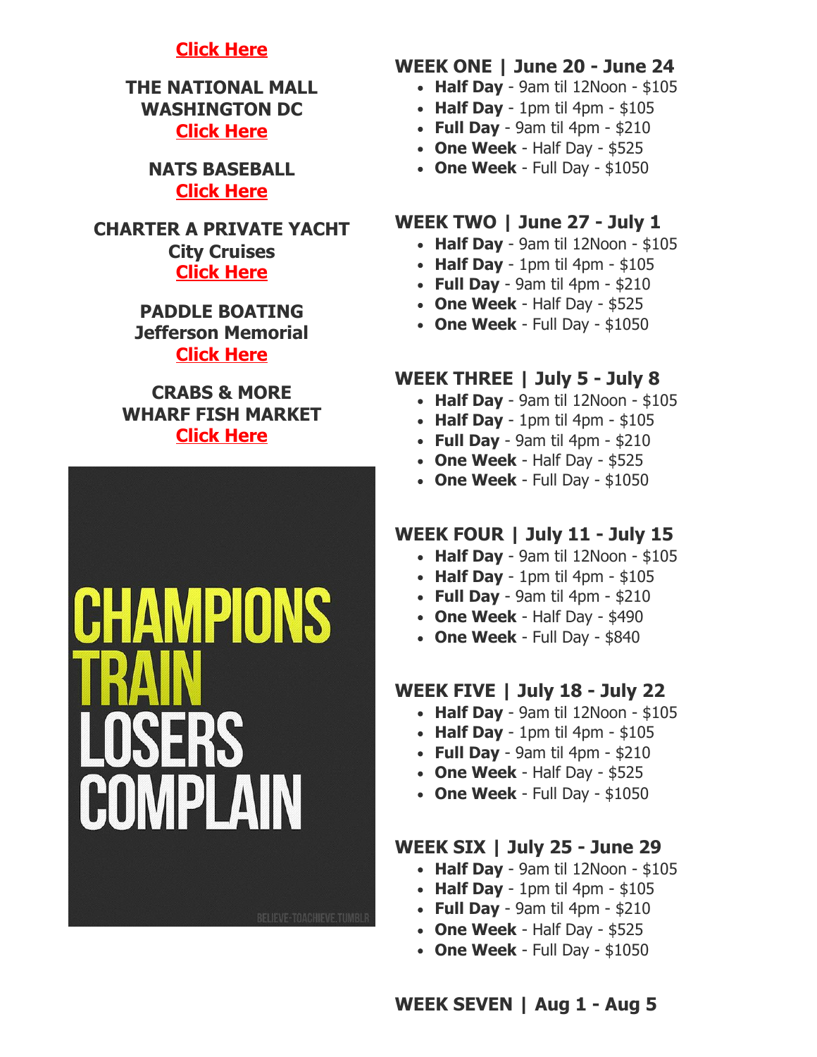**Click Here**

**THE NATIONAL MALL**
**WASHINGTON DC**
**Click Here**

**NATS BASEBALL**
**Click Here**

**CHARTER A PRIVATE YACHT**
**City Cruises**
**Click Here**

**PADDLE BOATING**
**Jefferson Memorial**
**Click Here**

**CRABS & MORE**
**WHARF FISH MARKET**
**Click Here**

CHAMPIONS TRAIN LOSERS COMPLAIN

BELIEVE-TOACHIEVE.TUMBLR

## WEEK ONE | June 20 - June 24

- **Half Day** - 9am til 12Noon - $105
- **Half Day** - 1pm til 4pm - $105
- **Full Day** - 9am til 4pm - $210
- **One Week** - Half Day - $525
- **One Week** - Full Day - $1050

## WEEK TWO | June 27 - July 1

- **Half Day** - 9am til 12Noon - $105
- **Half Day** - 1pm til 4pm - $105
- **Full Day** - 9am til 4pm - $210
- **One Week** - Half Day - $525
- **One Week** - Full Day - $1050

## WEEK THREE | July 5 - July 8

- **Half Day** - 9am til 12Noon - $105
- **Half Day** - 1pm til 4pm - $105
- **Full Day** - 9am til 4pm - $210
- **One Week** - Half Day - $525
- **One Week** - Full Day - $1050

## WEEK FOUR | July 11 - July 15

- **Half Day** - 9am til 12Noon - $105
- **Half Day** - 1pm til 4pm - $105
- **Full Day** - 9am til 4pm - $210
- **One Week** - Half Day - $490
- **One Week** - Full Day - $840

## WEEK FIVE | July 18 - July 22

- **Half Day** - 9am til 12Noon - $105
- **Half Day** - 1pm til 4pm - $105
- **Full Day** - 9am til 4pm - $210
- **One Week** - Half Day - $525
- **One Week** - Full Day - $1050

## WEEK SIX | July 25 - June 29

- **Half Day** - 9am til 12Noon - $105
- **Half Day** - 1pm til 4pm - $105
- **Full Day** - 9am til 4pm - $210
- **One Week** - Half Day - $525
- **One Week** - Full Day - $1050

## WEEK SEVEN | Aug 1 - Aug 5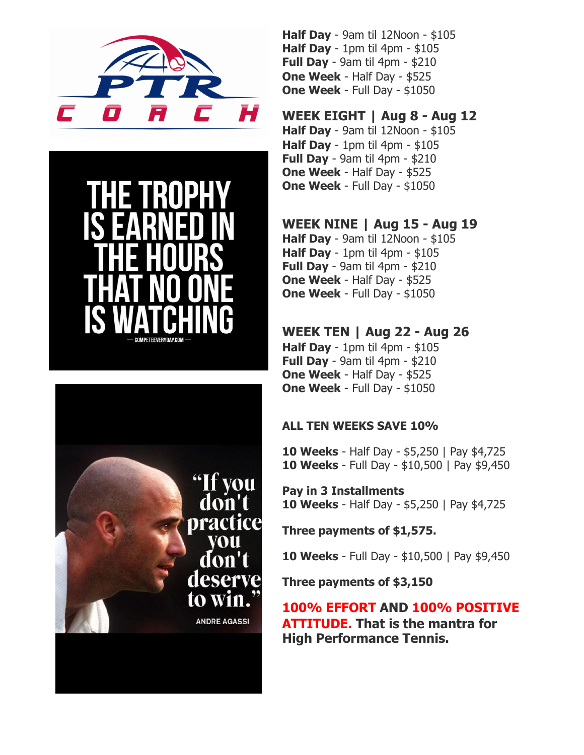**Half Day** - 9am til 12Noon - $105
**Half Day** - 1pm til 4pm - $105
**Full Day** - 9am til 4pm - $210
**One Week** - Half Day - $525
**One Week** - Full Day - $1050

## WEEK EIGHT | Aug 8 - Aug 12

**Half Day** - 9am til 12Noon - $105
**Half Day** - 1pm til 4pm - $105
**Full Day** - 9am til 4pm - $210
**One Week** - Half Day - $525
**One Week** - Full Day - $1050

## WEEK NINE | Aug 15 - Aug 19

**Half Day** - 9am til 12Noon - $105
**Half Day** - 1pm til 4pm - $105
**Full Day** - 9am til 4pm - $210
**One Week** - Half Day - $525
**One Week** - Full Day - $1050

## WEEK TEN | Aug 22 - Aug 26

**Half Day** - 1pm til 4pm - $105
**Full Day** - 9am til 4pm - $210
**One Week** - Half Day - $525
**One Week** - Full Day - $1050

**ALL TEN WEEKS SAVE 10%**

**10 Weeks** - Half Day - $5,250 | Pay $4,725
**10 Weeks** - Full Day - $10,500 | Pay $9,450

**Pay in 3 Installments**
**10 Weeks** - Half Day - $5,250 | Pay $4,725

**Three payments of $1,575.**

**10 Weeks** - Full Day - $10,500 | Pay $9,450

**Three payments of $3,150**

**100% EFFORT AND 100% POSITIVE ATTITUDE. That is the mantra for High Performance Tennis.**